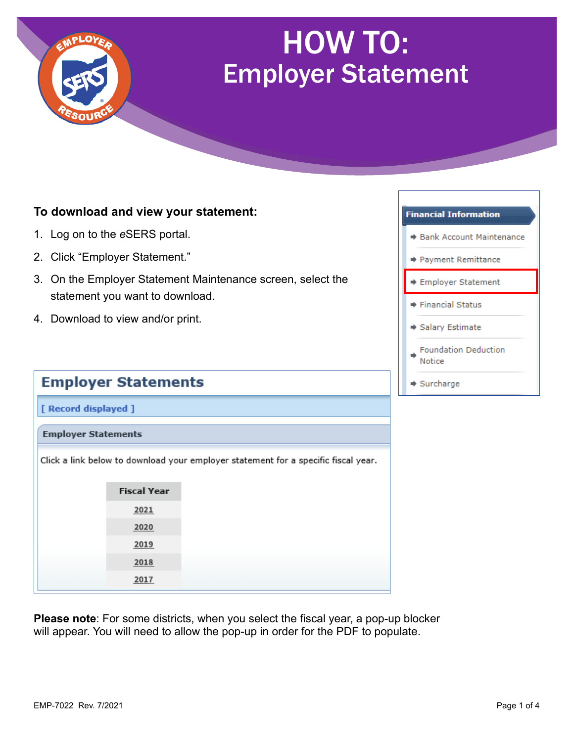# HOW TO:
# Employer Statement

**To download and view your statement:**

1. Log on to the *e*SERS portal.
2. Click "Employer Statement."
3. On the Employer Statement Maintenance screen, select the statement you want to download.
4. Download to view and/or print.

**Financial Information**

- Bank Account Maintenance
- Payment Remittance
- Employer Statement
- Financial Status
- Salary Estimate
- Foundation Deduction Notice
- Surcharge

## Employer Statements

[ Record displayed ]

**Employer Statements**

Click a link below to download your employer statement for a specific fiscal year.

| Fiscal Year |
| --- |
| 2021 |
| 2020 |
| 2019 |
| 2018 |
| 2017 |

**Please note**: For some districts, when you select the fiscal year, a pop-up blocker will appear. You will need to allow the pop-up in order for the PDF to populate.

EMP-7022 Rev. 7/2021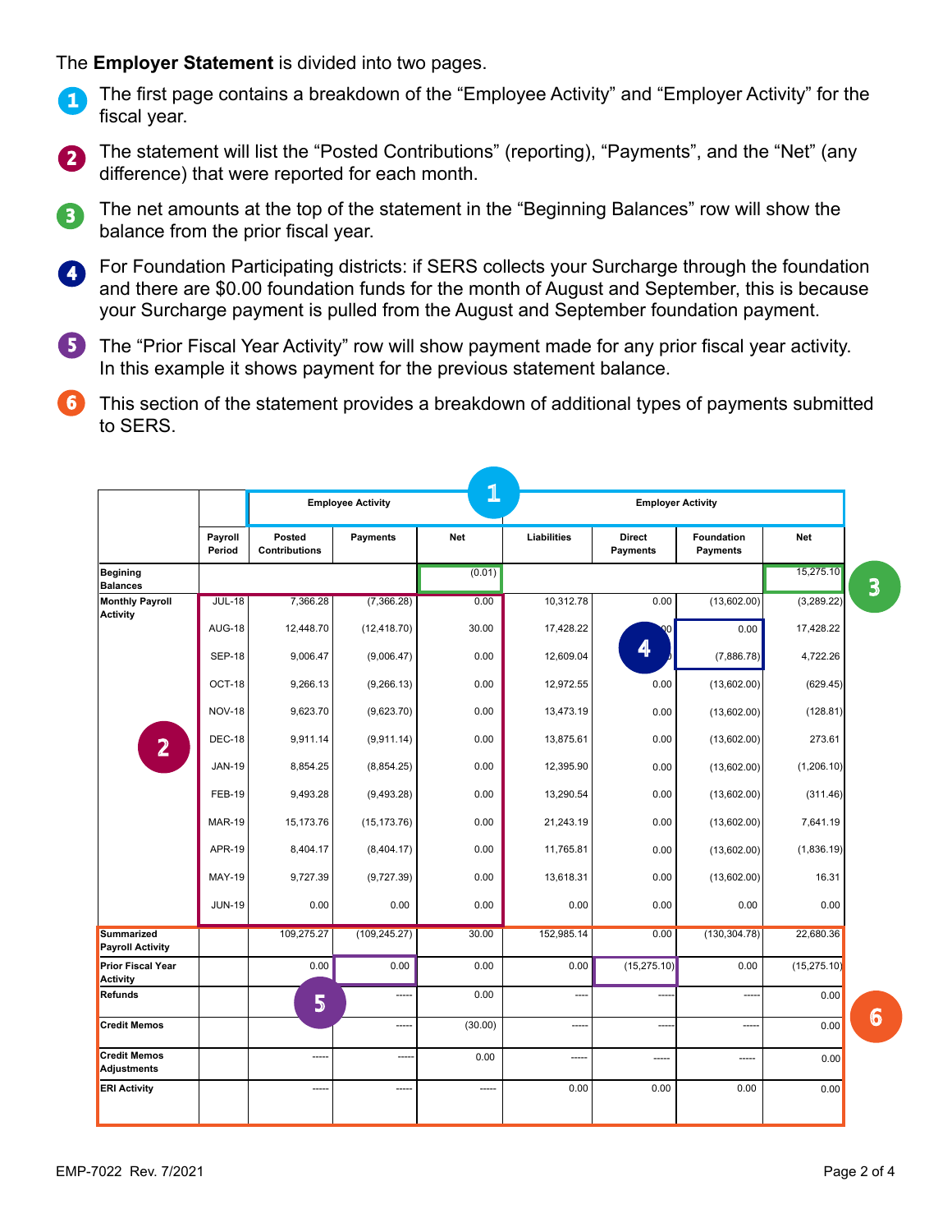The **Employer Statement** is divided into two pages.

1. The first page contains a breakdown of the "Employee Activity" and "Employer Activity" for the fiscal year.
2. The statement will list the "Posted Contributions" (reporting), "Payments", and the "Net" (any difference) that were reported for each month.
3. The net amounts at the top of the statement in the "Beginning Balances" row will show the balance from the prior fiscal year.
4. For Foundation Participating districts: if SERS collects your Surcharge through the foundation and there are $0.00 foundation funds for the month of August and September, this is because your Surcharge payment is pulled from the August and September foundation payment.
5. The "Prior Fiscal Year Activity" row will show payment made for any prior fiscal year activity. In this example it shows payment for the previous statement balance.
6. This section of the statement provides a breakdown of additional types of payments submitted to SERS.

| | | Employee Activity | | | Employer Activity | | | |
|---|---|---|---|---|---|---|---|---|
| | Payroll Period | Posted Contributions | Payments | Net | Liabilities | Direct Payments | Foundation Payments | Net |
| Begining Balances | | | | (0.01) | | | | 15,275.10 |
| Monthly Payroll Activity | JUL-18 | 7,366.28 | (7,366.28) | 0.00 | 10,312.78 | 0.00 | (13,602.00) | (3,289.22) |
| | AUG-18 | 12,448.70 | (12,418.70) | 30.00 | 17,428.22 | 0.00 | 0.00 | 17,428.22 |
| | SEP-18 | 9,006.47 | (9,006.47) | 0.00 | 12,609.04 | 0.00 | (7,886.78) | 4,722.26 |
| | OCT-18 | 9,266.13 | (9,266.13) | 0.00 | 12,972.55 | 0.00 | (13,602.00) | (629.45) |
| | NOV-18 | 9,623.70 | (9,623.70) | 0.00 | 13,473.19 | 0.00 | (13,602.00) | (128.81) |
| | DEC-18 | 9,911.14 | (9,911.14) | 0.00 | 13,875.61 | 0.00 | (13,602.00) | 273.61 |
| | JAN-19 | 8,854.25 | (8,854.25) | 0.00 | 12,395.90 | 0.00 | (13,602.00) | (1,206.10) |
| | FEB-19 | 9,493.28 | (9,493.28) | 0.00 | 13,290.54 | 0.00 | (13,602.00) | (311.46) |
| | MAR-19 | 15,173.76 | (15,173.76) | 0.00 | 21,243.19 | 0.00 | (13,602.00) | 7,641.19 |
| | APR-19 | 8,404.17 | (8,404.17) | 0.00 | 11,765.81 | 0.00 | (13,602.00) | (1,836.19) |
| | MAY-19 | 9,727.39 | (9,727.39) | 0.00 | 13,618.31 | 0.00 | (13,602.00) | 16.31 |
| | JUN-19 | 0.00 | 0.00 | 0.00 | 0.00 | 0.00 | 0.00 | 0.00 |
| Summarized Payroll Activity | | 109,275.27 | (109,245.27) | 30.00 | 152,985.14 | 0.00 | (130,304.78) | 22,680.36 |
| Prior Fiscal Year Activity | | 0.00 | 0.00 | 0.00 | 0.00 | (15,275.10) | 0.00 | (15,275.10) |
| Refunds | | | ----- | 0.00 | ---- | ----- | ----- | 0.00 |
| Credit Memos | | | ----- | (30.00) | ----- | ----- | ----- | 0.00 |
| Credit Memos Adjustments | | ----- | ----- | 0.00 | ----- | ----- | ----- | 0.00 |
| ERI Activity | | ----- | ----- | ----- | 0.00 | 0.00 | 0.00 | 0.00 |

EMP-7022 Rev. 7/2021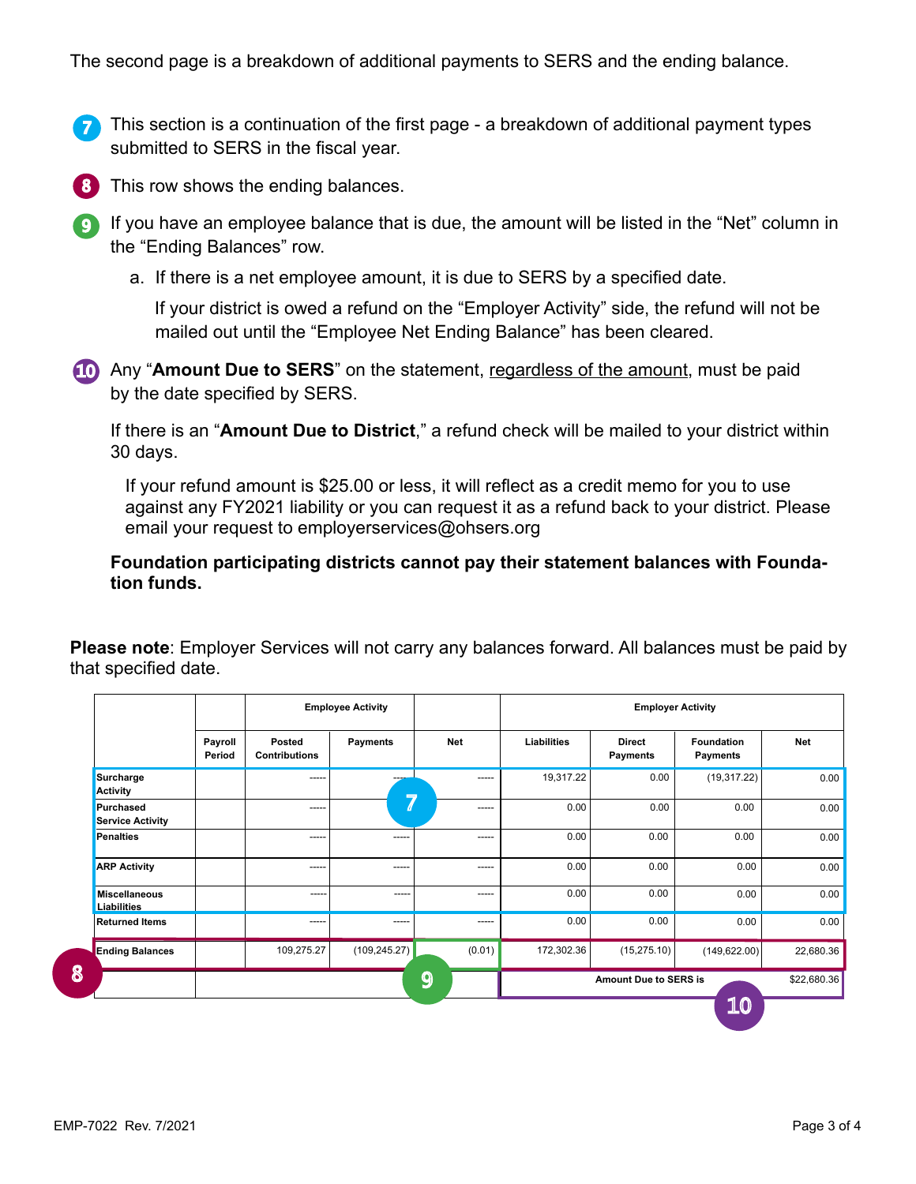The second page is a breakdown of additional payments to SERS and the ending balance.

7. This section is a continuation of the first page - a breakdown of additional payment types submitted to SERS in the fiscal year.

8. This row shows the ending balances.

9. If you have an employee balance that is due, the amount will be listed in the “Net” column in the “Ending Balances” row.

   a. If there is a net employee amount, it is due to SERS by a specified date.

      If your district is owed a refund on the “Employer Activity” side, the refund will not be mailed out until the “Employee Net Ending Balance” has been cleared.

10. Any “**Amount Due to SERS**” on the statement, regardless of the amount, must be paid by the date specified by SERS.

    If there is an “**Amount Due to District**,” a refund check will be mailed to your district within 30 days.

    If your refund amount is $25.00 or less, it will reflect as a credit memo for you to use against any FY2021 liability or you can request it as a refund back to your district. Please email your request to employerservices@ohsers.org

    **Foundation participating districts cannot pay their statement balances with Foundation funds.**

**Please note**: Employer Services will not carry any balances forward. All balances must be paid by that specified date.

| | | Employee Activity | | | Employer Activity | | | |
|---|---|---|---|---|---|---|---|---|
| | Payroll Period | Posted Contributions | Payments | Net | Liabilities | Direct Payments | Foundation Payments | Net |
| Surcharge Activity | | ----- | ----- | ----- | 19,317.22 | 0.00 | (19,317.22) | 0.00 |
| Purchased Service Activity | | ----- | ----- | ----- | 0.00 | 0.00 | 0.00 | 0.00 |
| Penalties | | ----- | ----- | ----- | 0.00 | 0.00 | 0.00 | 0.00 |
| ARP Activity | | ----- | ----- | ----- | 0.00 | 0.00 | 0.00 | 0.00 |
| Miscellaneous Liabilities | | ----- | ----- | ----- | 0.00 | 0.00 | 0.00 | 0.00 |
| Returned Items | | ----- | ----- | ----- | 0.00 | 0.00 | 0.00 | 0.00 |
| Ending Balances | | 109,275.27 | (109,245.27) | (0.01) | 172,302.36 | (15,275.10) | (149,622.00) | 22,680.36 |
| | | | | | Amount Due to SERS is | | | $22,680.36 |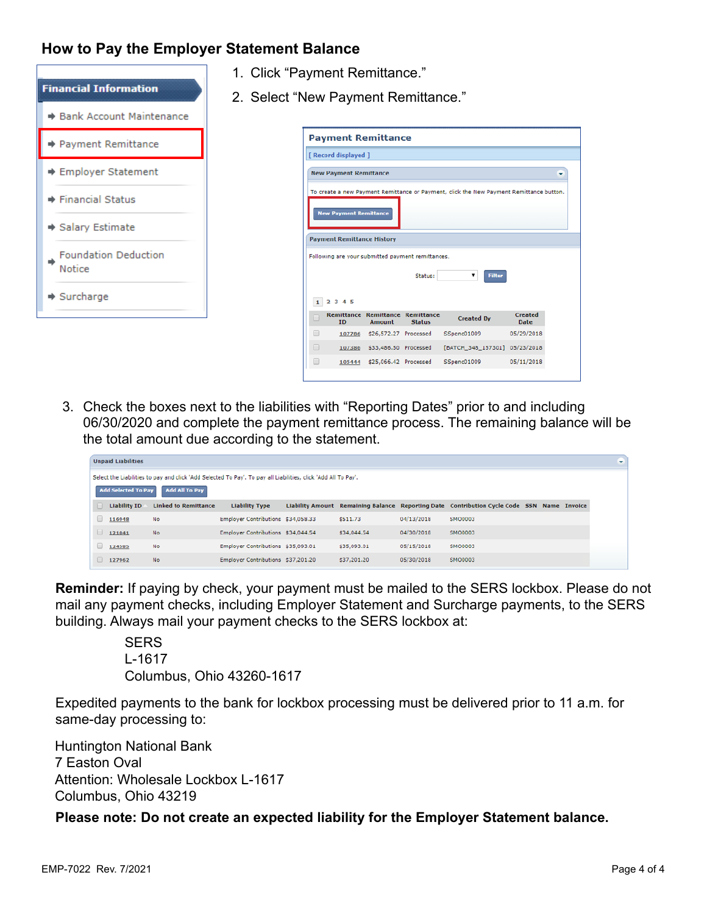## How to Pay the Employer Statement Balance

1. Click "Payment Remittance."
2. Select "New Payment Remittance."

Financial Information
- Bank Account Maintenance
- Payment Remittance
- Employer Statement
- Financial Status
- Salary Estimate
- Foundation Deduction Notice
- Surcharge

Payment Remittance

[ Record displayed ]

New Payment Remittance

To create a new Payment Remittance or Payment, click the New Payment Remittance button.

New Payment Remittance

Payment Remittance History

Following are your submitted payment remittances.

Status: Filter

1 2 3 4 5

| | Remittance ID | Remittance Amount | Remittance Status | Created By | Created Date |
|---|---|---|---|---|---|
| | 107786 | $26,572.27 | Processed | SSpenc01009 | 05/29/2018 |
| | 107380 | $33,486.50 | Processed | [BATCH_348_157301] | 05/23/2018 |
| | 105444 | $25,066.42 | Processed | SSpenc01009 | 05/11/2018 |

3. Check the boxes next to the liabilities with "Reporting Dates" prior to and including 06/30/2020 and complete the payment remittance process. The remaining balance will be the total amount due according to the statement.

Unpaid Liabilities

Select the Liabilities to pay and click 'Add Selected To Pay'. To pay all Liabilities, click 'Add All To Pay'.

Add Selected To Pay | Add All To Pay

| | Liability ID | Linked to Remittance | Liability Type | Liability Amount | Remaining Balance | Reporting Date | Contribution Cycle Code | SSN | Name | Invoice |
|---|---|---|---|---|---|---|---|---|---|---|
| | 116948 | No | Employer Contributions | $34,058.33 | $511.73 | 04/13/2018 | SMO0003 | | | |
| | 121041 | No | Employer Contributions | $34,044.54 | $34,044.54 | 04/30/2018 | SMO0003 | | | |
| | 124585 | No | Employer Contributions | $35,093.01 | $35,093.01 | 05/15/2018 | SMO0003 | | | |
| | 127962 | No | Employer Contributions | $37,201.20 | $37,201.20 | 05/30/2018 | SMO0003 | | | |

**Reminder:** If paying by check, your payment must be mailed to the SERS lockbox. Please do not mail any payment checks, including Employer Statement and Surcharge payments, to the SERS building. Always mail your payment checks to the SERS lockbox at:

SERS
L-1617
Columbus, Ohio 43260-1617

Expedited payments to the bank for lockbox processing must be delivered prior to 11 a.m. for same-day processing to:

Huntington National Bank
7 Easton Oval
Attention: Wholesale Lockbox L-1617
Columbus, Ohio 43219

**Please note: Do not create an expected liability for the Employer Statement balance.**

EMP-7022 Rev. 7/2021